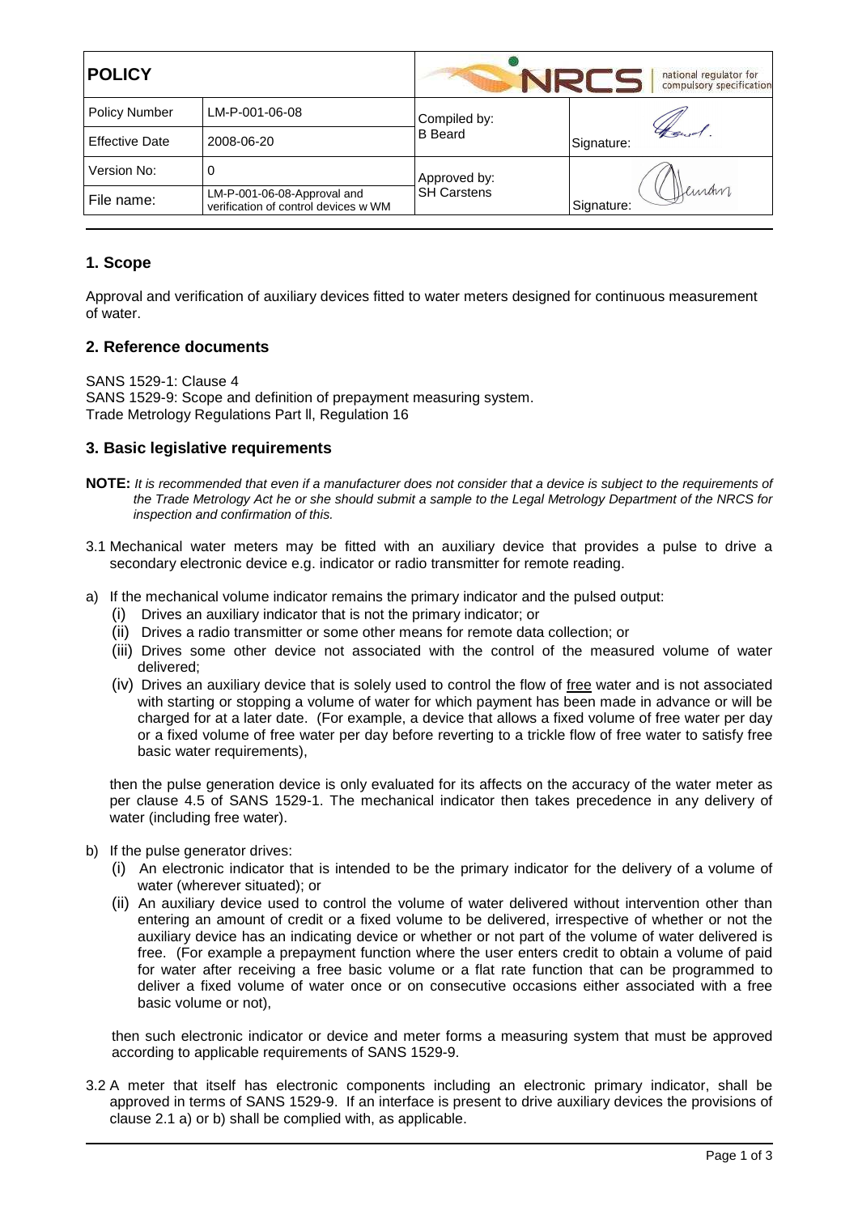| **POLICY** | | NRCS national regulator for compulsory specifications | |
|---|---|---|---|
| Policy Number | LM-P-001-06-08 | Compiled by: B Beard | Signature: |
| Effective Date | 2008-06-20 | | |
| Version No: | 0 | Approved by: SH Carstens | Signature: |
| File name: | LM-P-001-06-08-Approval and verification of control devices w WM | | |

## 1. Scope

Approval and verification of auxiliary devices fitted to water meters designed for continuous measurement of water.

## 2. Reference documents

SANS 1529-1: Clause 4
SANS 1529-9: Scope and definition of prepayment measuring system.
Trade Metrology Regulations Part ll, Regulation 16

## 3. Basic legislative requirements

**NOTE:** *It is recommended that even if a manufacturer does not consider that a device is subject to the requirements of the Trade Metrology Act he or she should submit a sample to the Legal Metrology Department of the NRCS for inspection and confirmation of this.*

3.1 Mechanical water meters may be fitted with an auxiliary device that provides a pulse to drive a secondary electronic device e.g. indicator or radio transmitter for remote reading.

a) If the mechanical volume indicator remains the primary indicator and the pulsed output:
   (i) Drives an auxiliary indicator that is not the primary indicator; or
   (ii) Drives a radio transmitter or some other means for remote data collection; or
   (iii) Drives some other device not associated with the control of the measured volume of water delivered;
   (iv) Drives an auxiliary device that is solely used to control the flow of free water and is not associated with starting or stopping a volume of water for which payment has been made in advance or will be charged for at a later date. (For example, a device that allows a fixed volume of free water per day or a fixed volume of free water per day before reverting to a trickle flow of free water to satisfy free basic water requirements),

   then the pulse generation device is only evaluated for its affects on the accuracy of the water meter as per clause 4.5 of SANS 1529-1. The mechanical indicator then takes precedence in any delivery of water (including free water).

b) If the pulse generator drives:
   (i) An electronic indicator that is intended to be the primary indicator for the delivery of a volume of water (wherever situated); or
   (ii) An auxiliary device used to control the volume of water delivered without intervention other than entering an amount of credit or a fixed volume to be delivered, irrespective of whether or not the auxiliary device has an indicating device or whether or not part of the volume of water delivered is free. (For example a prepayment function where the user enters credit to obtain a volume of paid for water after receiving a free basic volume or a flat rate function that can be programmed to deliver a fixed volume of water once or on consecutive occasions either associated with a free basic volume or not),

   then such electronic indicator or device and meter forms a measuring system that must be approved according to applicable requirements of SANS 1529-9.

3.2 A meter that itself has electronic components including an electronic primary indicator, shall be approved in terms of SANS 1529-9. If an interface is present to drive auxiliary devices the provisions of clause 2.1 a) or b) shall be complied with, as applicable.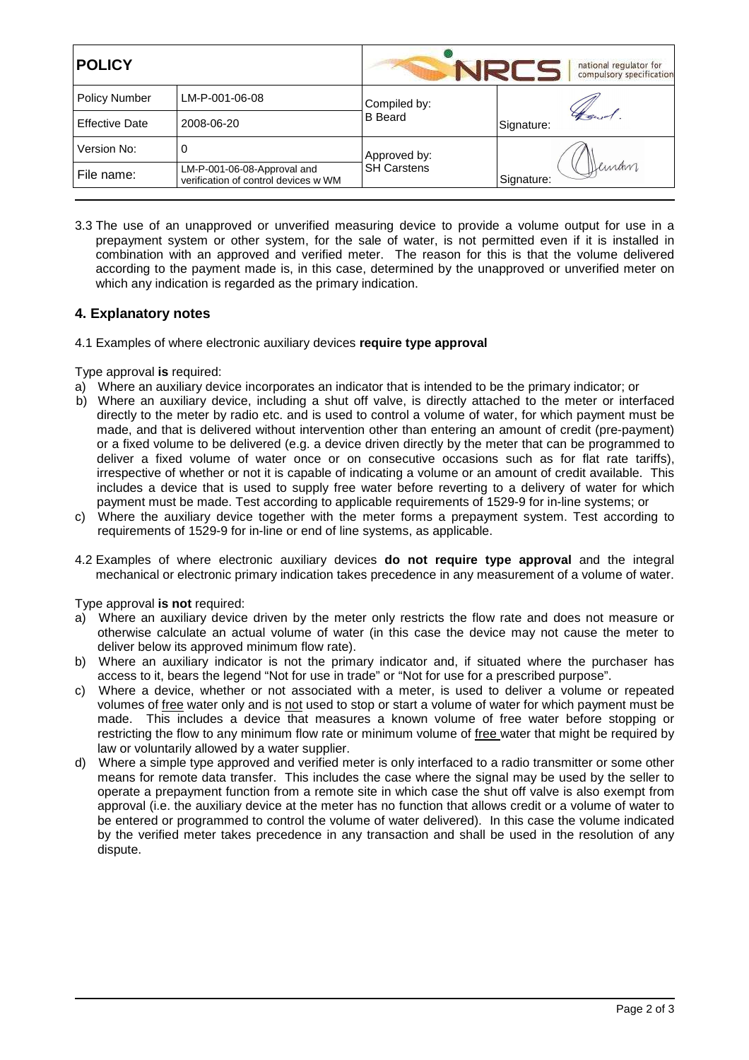3.3 The use of an unapproved or unverified measuring device to provide a volume output for use in a prepayment system or other system, for the sale of water, is not permitted even if it is installed in combination with an approved and verified meter. The reason for this is that the volume delivered according to the payment made is, in this case, determined by the unapproved or unverified meter on which any indication is regarded as the primary indication.

## 4. Explanatory notes

4.1 Examples of where electronic auxiliary devices **require type approval**

Type approval **is** required:

a) Where an auxiliary device incorporates an indicator that is intended to be the primary indicator; or

b) Where an auxiliary device, including a shut off valve, is directly attached to the meter or interfaced directly to the meter by radio etc. and is used to control a volume of water, for which payment must be made, and that is delivered without intervention other than entering an amount of credit (pre-payment) or a fixed volume to be delivered (e.g. a device driven directly by the meter that can be programmed to deliver a fixed volume of water once or on consecutive occasions such as for flat rate tariffs), irrespective of whether or not it is capable of indicating a volume or an amount of credit available. This includes a device that is used to supply free water before reverting to a delivery of water for which payment must be made. Test according to applicable requirements of 1529-9 for in-line systems; or

c) Where the auxiliary device together with the meter forms a prepayment system. Test according to requirements of 1529-9 for in-line or end of line systems, as applicable.

4.2 Examples of where electronic auxiliary devices **do not require type approval** and the integral mechanical or electronic primary indication takes precedence in any measurement of a volume of water.

Type approval **is not** required:

a) Where an auxiliary device driven by the meter only restricts the flow rate and does not measure or otherwise calculate an actual volume of water (in this case the device may not cause the meter to deliver below its approved minimum flow rate).

b) Where an auxiliary indicator is not the primary indicator and, if situated where the purchaser has access to it, bears the legend "Not for use in trade" or "Not for use for a prescribed purpose".

c) Where a device, whether or not associated with a meter, is used to deliver a volume or repeated volumes of free water only and is not used to stop or start a volume of water for which payment must be made. This includes a device that measures a known volume of free water before stopping or restricting the flow to any minimum flow rate or minimum volume of free water that might be required by law or voluntarily allowed by a water supplier.

d) Where a simple type approved and verified meter is only interfaced to a radio transmitter or some other means for remote data transfer. This includes the case where the signal may be used by the seller to operate a prepayment function from a remote site in which case the shut off valve is also exempt from approval (i.e. the auxiliary device at the meter has no function that allows credit or a volume of water to be entered or programmed to control the volume of water delivered). In this case the volume indicated by the verified meter takes precedence in any transaction and shall be used in the resolution of any dispute.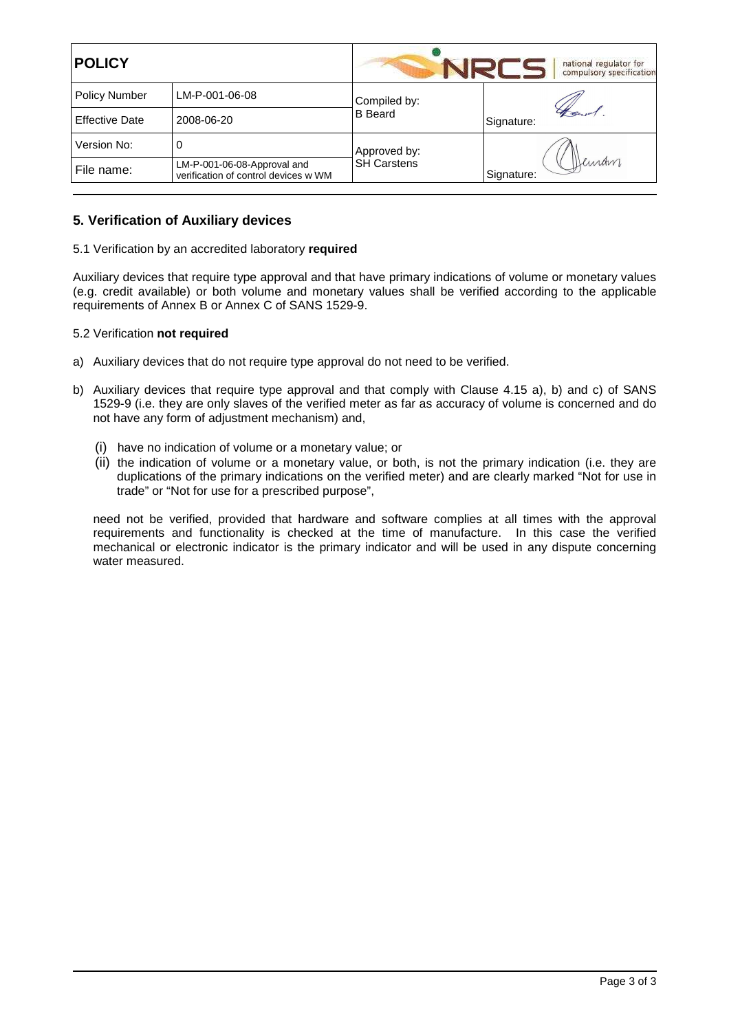## 5. Verification of Auxiliary devices

5.1 Verification by an accredited laboratory **required**

Auxiliary devices that require type approval and that have primary indications of volume or monetary values (e.g. credit available) or both volume and monetary values shall be verified according to the applicable requirements of Annex B or Annex C of SANS 1529-9.

5.2 Verification **not required**

a) Auxiliary devices that do not require type approval do not need to be verified.

b) Auxiliary devices that require type approval and that comply with Clause 4.15 a), b) and c) of SANS 1529-9 (i.e. they are only slaves of the verified meter as far as accuracy of volume is concerned and do not have any form of adjustment mechanism) and,

   (i) have no indication of volume or a monetary value; or

   (ii) the indication of volume or a monetary value, or both, is not the primary indication (i.e. they are duplications of the primary indications on the verified meter) and are clearly marked "Not for use in trade" or "Not for use for a prescribed purpose",

   need not be verified, provided that hardware and software complies at all times with the approval requirements and functionality is checked at the time of manufacture. In this case the verified mechanical or electronic indicator is the primary indicator and will be used in any dispute concerning water measured.